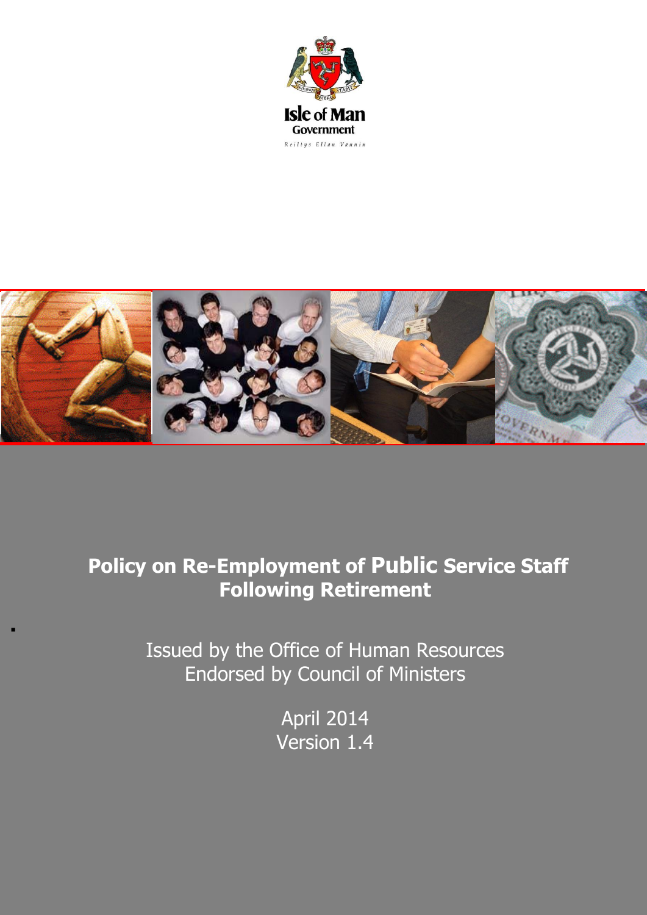Isle of Man Government

Reiltys Ellan Vannin

# Policy on Re-Employment of Public Service Staff Following Retirement

Issued by the Office of Human Resources
Endorsed by Council of Ministers

April 2014
Version 1.4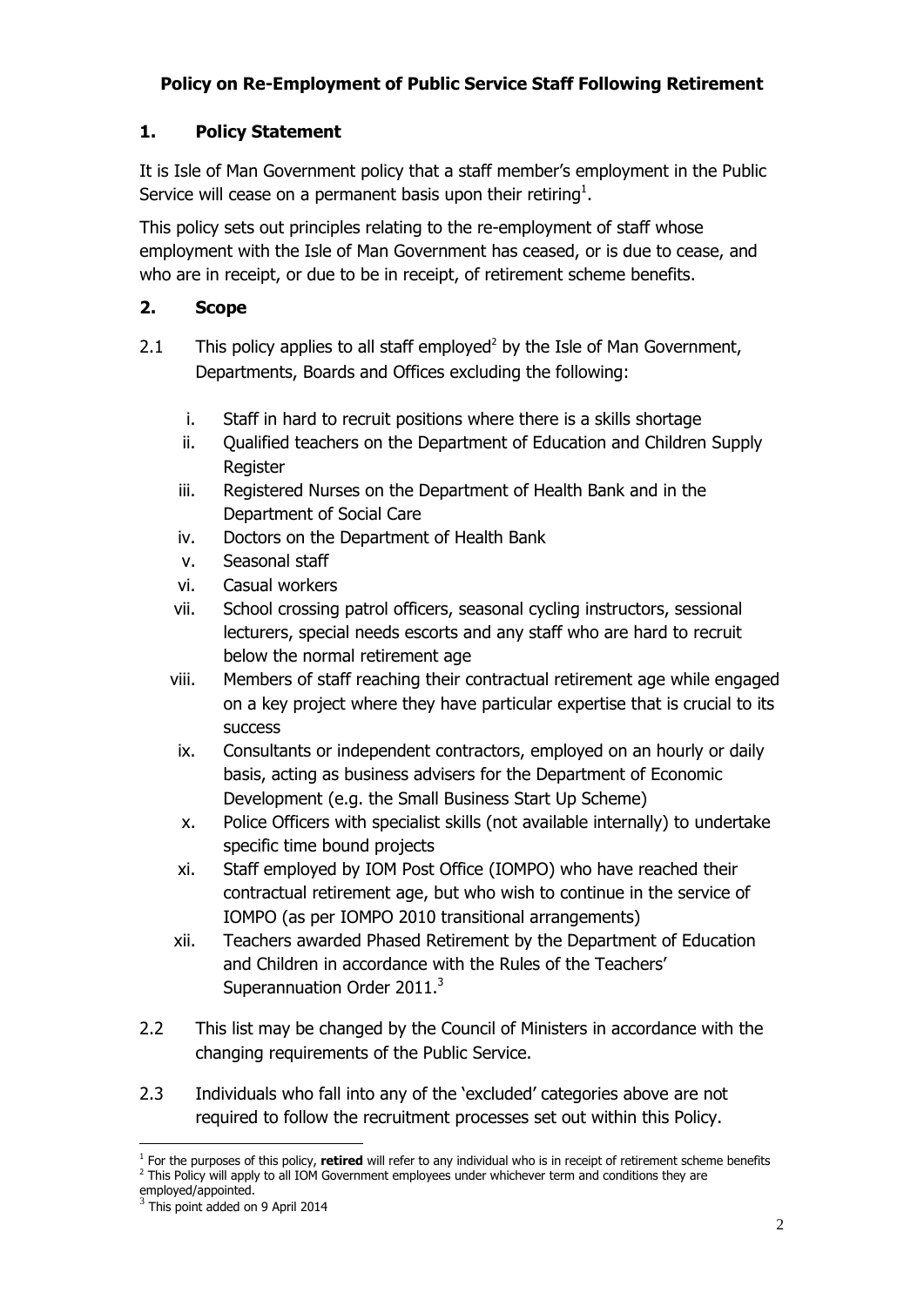# Policy on Re-Employment of Public Service Staff Following Retirement

## 1. Policy Statement

It is Isle of Man Government policy that a staff member's employment in the Public Service will cease on a permanent basis upon their retiring[1].

This policy sets out principles relating to the re-employment of staff whose employment with the Isle of Man Government has ceased, or is due to cease, and who are in receipt, or due to be in receipt, of retirement scheme benefits.

## 2. Scope

2.1 This policy applies to all staff employed[2] by the Isle of Man Government, Departments, Boards and Offices excluding the following:

i. Staff in hard to recruit positions where there is a skills shortage
ii. Qualified teachers on the Department of Education and Children Supply Register
iii. Registered Nurses on the Department of Health Bank and in the Department of Social Care
iv. Doctors on the Department of Health Bank
v. Seasonal staff
vi. Casual workers
vii. School crossing patrol officers, seasonal cycling instructors, sessional lecturers, special needs escorts and any staff who are hard to recruit below the normal retirement age
viii. Members of staff reaching their contractual retirement age while engaged on a key project where they have particular expertise that is crucial to its success
ix. Consultants or independent contractors, employed on an hourly or daily basis, acting as business advisers for the Department of Economic Development (e.g. the Small Business Start Up Scheme)
x. Police Officers with specialist skills (not available internally) to undertake specific time bound projects
xi. Staff employed by IOM Post Office (IOMPO) who have reached their contractual retirement age, but who wish to continue in the service of IOMPO (as per IOMPO 2010 transitional arrangements)
xii. Teachers awarded Phased Retirement by the Department of Education and Children in accordance with the Rules of the Teachers' Superannuation Order 2011.[3]

2.2 This list may be changed by the Council of Ministers in accordance with the changing requirements of the Public Service.

2.3 Individuals who fall into any of the 'excluded' categories above are not required to follow the recruitment processes set out within this Policy.

---

[1] For the purposes of this policy, **retired** will refer to any individual who is in receipt of retirement scheme benefits
[2] This Policy will apply to all IOM Government employees under whichever term and conditions they are employed/appointed.
[3] This point added on 9 April 2014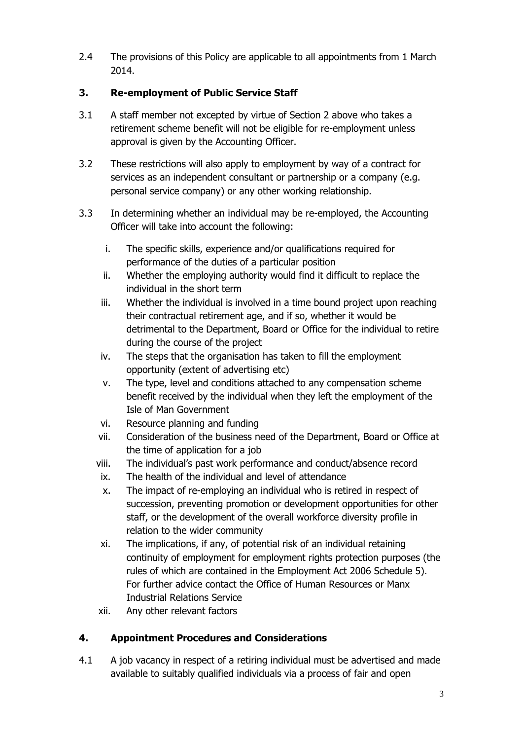2.4 The provisions of this Policy are applicable to all appointments from 1 March 2014.

## 3. Re-employment of Public Service Staff

3.1 A staff member not excepted by virtue of Section 2 above who takes a retirement scheme benefit will not be eligible for re-employment unless approval is given by the Accounting Officer.

3.2 These restrictions will also apply to employment by way of a contract for services as an independent consultant or partnership or a company (e.g. personal service company) or any other working relationship.

3.3 In determining whether an individual may be re-employed, the Accounting Officer will take into account the following:

i. The specific skills, experience and/or qualifications required for performance of the duties of a particular position
ii. Whether the employing authority would find it difficult to replace the individual in the short term
iii. Whether the individual is involved in a time bound project upon reaching their contractual retirement age, and if so, whether it would be detrimental to the Department, Board or Office for the individual to retire during the course of the project
iv. The steps that the organisation has taken to fill the employment opportunity (extent of advertising etc)
v. The type, level and conditions attached to any compensation scheme benefit received by the individual when they left the employment of the Isle of Man Government
vi. Resource planning and funding
vii. Consideration of the business need of the Department, Board or Office at the time of application for a job
viii. The individual's past work performance and conduct/absence record
ix. The health of the individual and level of attendance
x. The impact of re-employing an individual who is retired in respect of succession, preventing promotion or development opportunities for other staff, or the development of the overall workforce diversity profile in relation to the wider community
xi. The implications, if any, of potential risk of an individual retaining continuity of employment for employment rights protection purposes (the rules of which are contained in the Employment Act 2006 Schedule 5). For further advice contact the Office of Human Resources or Manx Industrial Relations Service
xii. Any other relevant factors

## 4. Appointment Procedures and Considerations

4.1 A job vacancy in respect of a retiring individual must be advertised and made available to suitably qualified individuals via a process of fair and open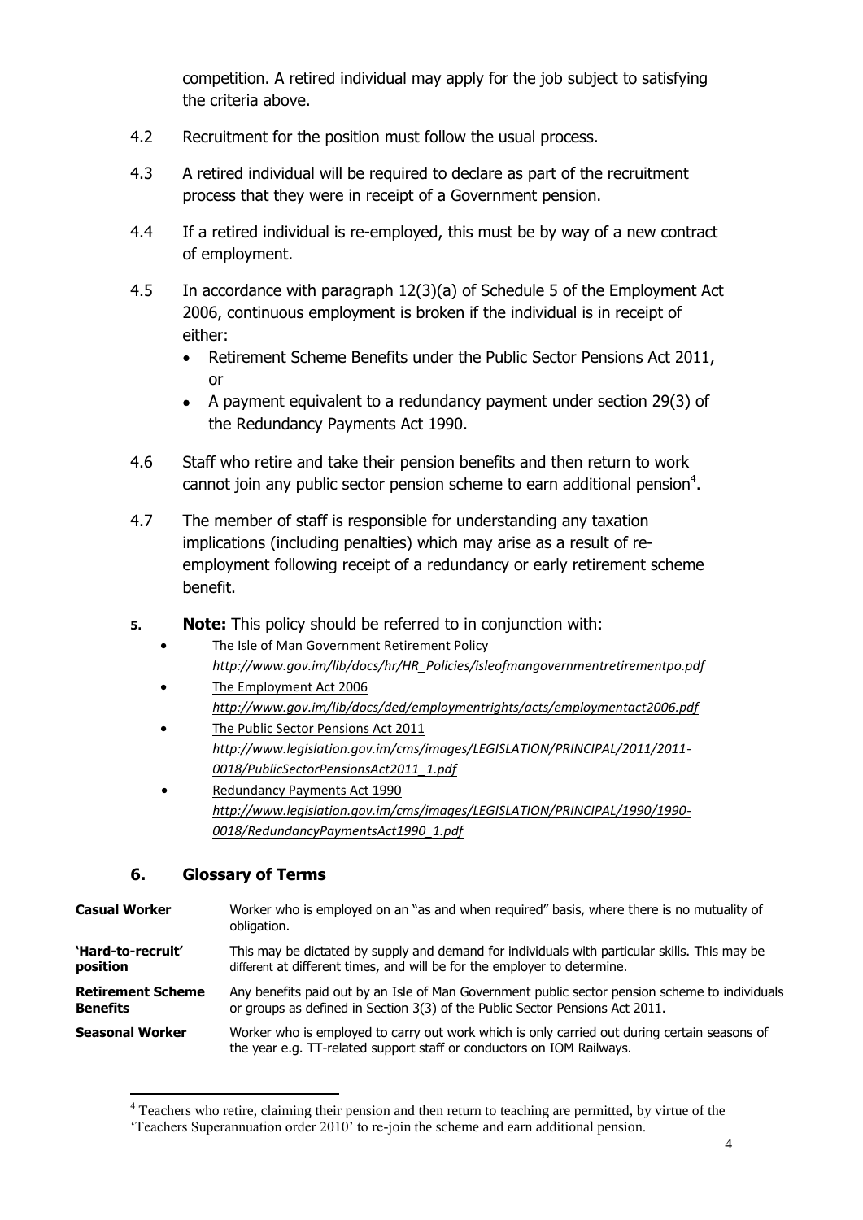competition. A retired individual may apply for the job subject to satisfying the criteria above.

4.2 Recruitment for the position must follow the usual process.

4.3 A retired individual will be required to declare as part of the recruitment process that they were in receipt of a Government pension.

4.4 If a retired individual is re-employed, this must be by way of a new contract of employment.

4.5 In accordance with paragraph 12(3)(a) of Schedule 5 of the Employment Act 2006, continuous employment is broken if the individual is in receipt of either:

- Retirement Scheme Benefits under the Public Sector Pensions Act 2011, or
- A payment equivalent to a redundancy payment under section 29(3) of the Redundancy Payments Act 1990.

4.6 Staff who retire and take their pension benefits and then return to work cannot join any public sector pension scheme to earn additional pension[4].

4.7 The member of staff is responsible for understanding any taxation implications (including penalties) which may arise as a result of re-employment following receipt of a redundancy or early retirement scheme benefit.

**5. Note:** This policy should be referred to in conjunction with:

- The Isle of Man Government Retirement Policy
  *http://www.gov.im/lib/docs/hr/HR_Policies/isleofmangovernmentretirementpo.pdf*
- The Employment Act 2006
  *http://www.gov.im/lib/docs/ded/employmentrights/acts/employmentact2006.pdf*
- The Public Sector Pensions Act 2011
  *http://www.legislation.gov.im/cms/images/LEGISLATION/PRINCIPAL/2011/2011-0018/PublicSectorPensionsAct2011_1.pdf*
- Redundancy Payments Act 1990
  *http://www.legislation.gov.im/cms/images/LEGISLATION/PRINCIPAL/1990/1990-0018/RedundancyPaymentsAct1990_1.pdf*

## 6. Glossary of Terms

| | |
|---|---|
| **Casual Worker** | Worker who is employed on an "as and when required" basis, where there is no mutuality of obligation. |
| **'Hard-to-recruit' position** | This may be dictated by supply and demand for individuals with particular skills. This may be different at different times, and will be for the employer to determine. |
| **Retirement Scheme Benefits** | Any benefits paid out by an Isle of Man Government public sector pension scheme to individuals or groups as defined in Section 3(3) of the Public Sector Pensions Act 2011. |
| **Seasonal Worker** | Worker who is employed to carry out work which is only carried out during certain seasons of the year e.g. TT-related support staff or conductors on IOM Railways. |

[4] Teachers who retire, claiming their pension and then return to teaching are permitted, by virtue of the 'Teachers Superannuation order 2010' to re-join the scheme and earn additional pension.